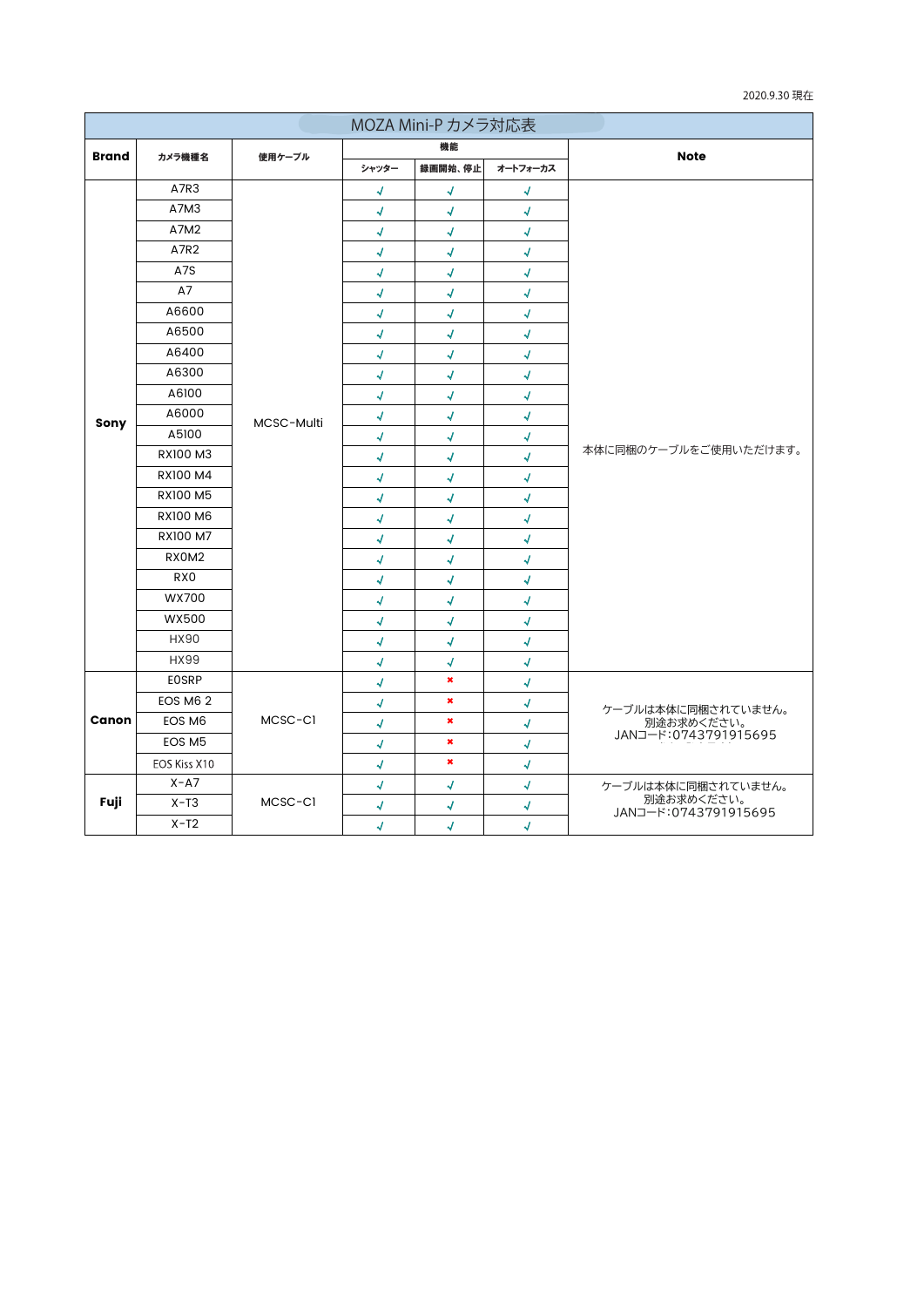2020.9.30 現在

| MOZA Mini-P カメラ対応表 | | | | | | |
|---|---|---|---|---|---|---|
| Brand | カメラ機種名 | 使用ケーブル | 機能 | | | Note |
| | | | シャッター | 録画開始、停止 | オートフォーカス | |
| Sony | A7R3 | MCSC-Multi | √ | √ | √ | 本体に同梱のケーブルをご使用いただけます。 |
| | A7M3 | | √ | √ | √ | |
| | A7M2 | | √ | √ | √ | |
| | A7R2 | | √ | √ | √ | |
| | A7S | | √ | √ | √ | |
| | A7 | | √ | √ | √ | |
| | A6600 | | √ | √ | √ | |
| | A6500 | | √ | √ | √ | |
| | A6400 | | √ | √ | √ | |
| | A6300 | | √ | √ | √ | |
| | A6100 | | √ | √ | √ | |
| | A6000 | | √ | √ | √ | |
| | A5100 | | √ | √ | √ | |
| | RX100 M3 | | √ | √ | √ | |
| | RX100 M4 | | √ | √ | √ | |
| | RX100 M5 | | √ | √ | √ | |
| | RX100 M6 | | √ | √ | √ | |
| | RX100 M7 | | √ | √ | √ | |
| | RX0M2 | | √ | √ | √ | |
| | RX0 | | √ | √ | √ | |
| | WX700 | | √ | √ | √ | |
| | WX500 | | √ | √ | √ | |
| | HX90 | | √ | √ | √ | |
| | HX99 | | √ | √ | √ | |
| Canon | EOSRP | MCSC-C1 | √ | × | √ | ケーブルは本体に同梱されていません。別途お求めください。JANコード:0743791915695 |
| | EOS M6 2 | | √ | × | √ | |
| | EOS M6 | | √ | × | √ | |
| | EOS M5 | | √ | × | √ | |
| | EOS Kiss X10 | | √ | × | √ | |
| Fuji | X-A7 | MCSC-C1 | √ | √ | √ | ケーブルは本体に同梱されていません。別途お求めください。JANコード:0743791915695 |
| | X-T3 | | √ | √ | √ | |
| | X-T2 | | √ | √ | √ | |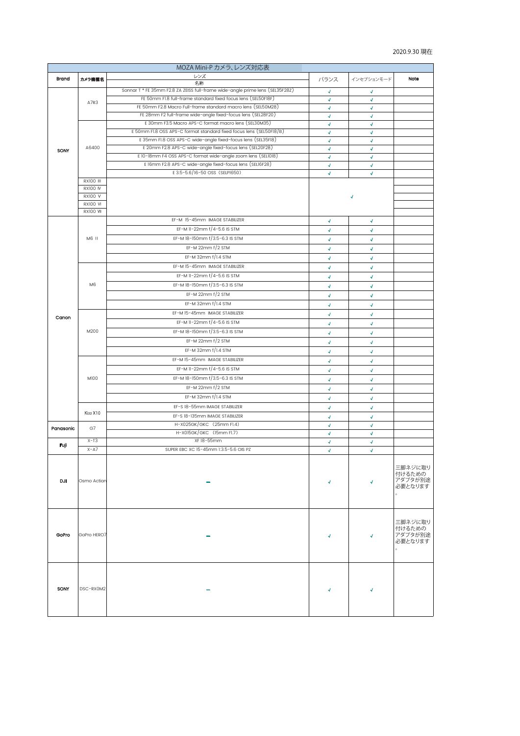2020.9.30 現在

| MOZA Mini-P カメラ、レンズ対応表 | | | | | |
|---|---|---|---|---|---|
| Brand | カメラ機種名 | レンズ 名称 | バランス | インセプションモード | Note |
| SONY | A7R3 | Sonnar T * FE 35mm F2.8 ZA ZEISS full-frame wide-angle prime lens (SEL35F28Z) | √ | √ | |
| | | FE 50mm F1.8 full-frame standard fixed focus lens (SEL50F18F) | √ | √ | |
| | | FE 50mm F2.8 Macro Full-frame standard macro lens (SEL50M28) | √ | √ | |
| | | FE 28mm F2 full-frame wide-angle fixed-focus lens (SEL28F20) | √ | √ | |
| | A6400 | E 30mm F3.5 Macro APS-C format macro lens (SEL30M35) | √ | √ | |
| | | E 50mm F1.8 OSS APS-C format standard fixed focus lens (SEL50F18/B) | √ | √ | |
| | | E 35mm F1.8 OSS APS-C wide-angle fixed-focus lens (SEL35F18) | √ | √ | |
| | | E 20mm F2.8 APS-C wide-angle fixed-focus lens (SEL20F28) | √ | √ | |
| | | E 10-18mm F4 OSS APS-C format wide-angle zoom lens (SEL1018) | √ | √ | |
| | | E 16mm F2.8 APS-C wide-angle fixed-focus lens (SEL16F28) | √ | √ | |
| | | E 3.5-5.6/16-50 OSS (SELP1650) | √ | √ | |
| | RX100 III | | √ | | |
| | RX100 IV | | | | |
| | RX100 V | | | | |
| | RX100 VI | | | | |
| | RX100 VII | | | | |
| Canon | M6 II | EF-M 15-45mm IMAGE STABILIZER | √ | √ | |
| | | EF-M 11-22mm f/4-5.6 IS STM | √ | √ | |
| | | EF-M 18-150mm f/3.5-6.3 IS STM | √ | √ | |
| | | EF-M 22mm f/2 STM | √ | √ | |
| | | EF-M 32mm f/1.4 STM | √ | √ | |
| | M6 | EF-M 15-45mm IMAGE STABILIZER | √ | √ | |
| | | EF-M 11-22mm f/4-5.6 IS STM | √ | √ | |
| | | EF-M 18-150mm f/3.5-6.3 IS STM | √ | √ | |
| | | EF-M 22mm f/2 STM | √ | √ | |
| | | EF-M 32mm f/1.4 STM | √ | √ | |
| | M200 | EF-M 15-45mm IMAGE STABILIZER | √ | √ | |
| | | EF-M 11-22mm f/4-5.6 IS STM | √ | √ | |
| | | EF-M 18-150mm f/3.5-6.3 IS STM | √ | √ | |
| | | EF-M 22mm f/2 STM | √ | √ | |
| | | EF-M 32mm f/1.4 STM | √ | √ | |
| | M100 | EF-M 15-45mm IMAGE STABILIZER | √ | √ | |
| | | EF-M 11-22mm f/4-5.6 IS STM | √ | √ | |
| | | EF-M 18-150mm f/3.5-6.3 IS STM | √ | √ | |
| | | EF-M 22mm f/2 STM | √ | √ | |
| | | EF-M 32mm f/1.4 STM | √ | √ | |
| | Kiss X10 | EF-S 18-55mm IMAGE STABILIZER | √ | √ | |
| | | EF-S 18-135mm IMAGE STABILIZER | √ | √ | |
| Panasonic | G7 | H-X025GK/GKC (25mm F1.4) | √ | √ | |
| | | H-X015GK/GKC (15mm F1.7) | √ | √ | |
| Fuji | X-T3 | XF 18-55mm | √ | √ | |
| | X-A7 | SUPER EBC XC 15-45mm 1:3.5-5.6 OIS PZ | √ | √ | |
| DJI | Osmo Action | – | √ | √ | 三脚ネジに取り付けるためのアダプタが別途必要となります。 |
| GoPro | GoPro HERO7 | – | √ | √ | 三脚ネジに取り付けるためのアダプタが別途必要となります。 |
| SONY | DSC-RX0M2 | – | √ | √ | |